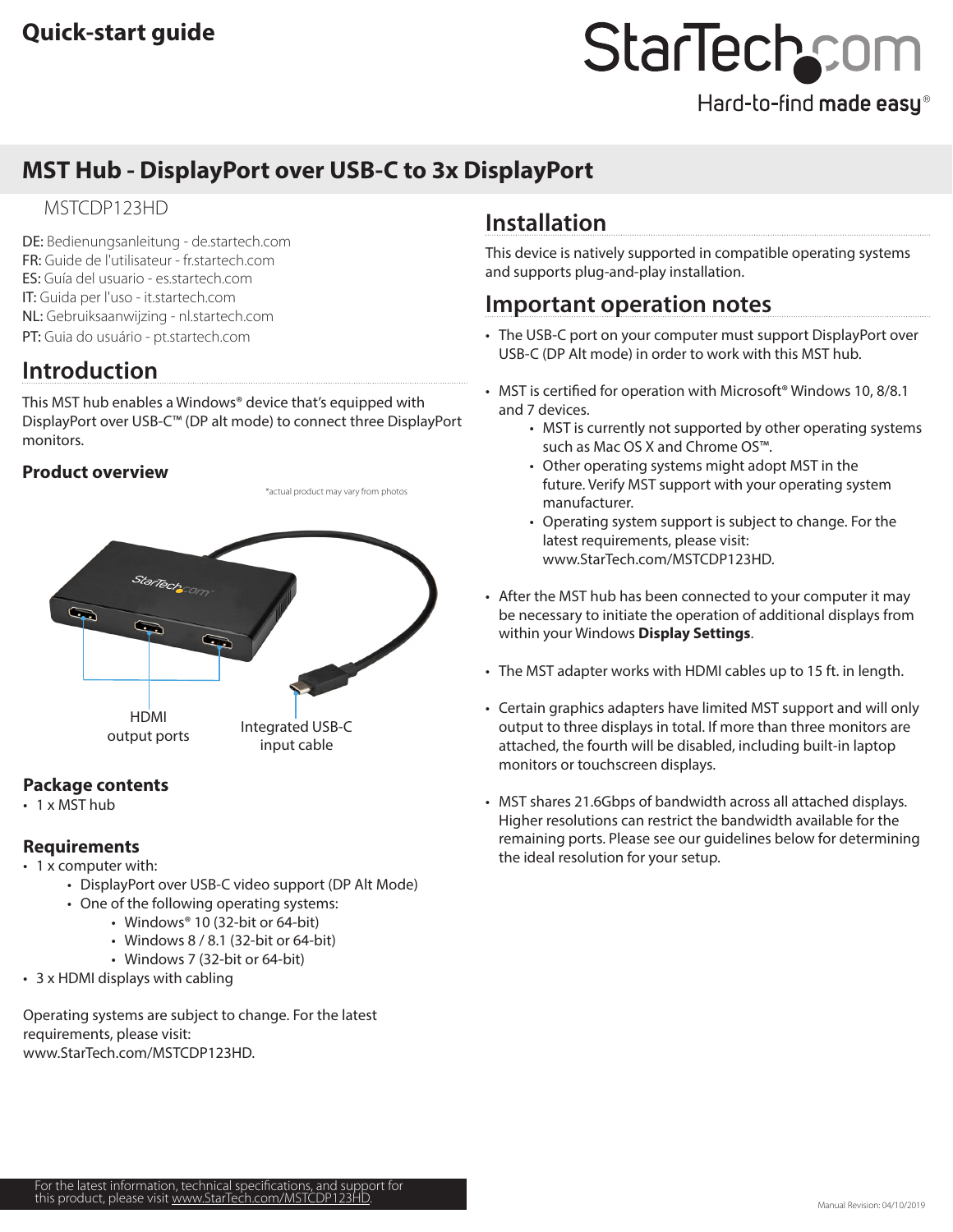Quick-start guide

# MST Hub - DisplayPort over USB-C to 3x DisplayPort

MSTCDP123HD

DE: Bedienungsanleitung - de.startech.com
FR: Guide de l'utilisateur - fr.startech.com
ES: Guía del usuario - es.startech.com
IT: Guida per l'uso - it.startech.com
NL: Gebruiksaanwijzing - nl.startech.com
PT: Guia do usuário - pt.startech.com

## Introduction

This MST hub enables a Windows® device that's equipped with DisplayPort over USB-C™ (DP alt mode) to connect three DisplayPort monitors.

### Product overview

*actual product may vary from photos

HDMI output ports

Integrated USB-C input cable

### Package contents

- 1 x MST hub

### Requirements

- 1 x computer with:
  - DisplayPort over USB-C video support (DP Alt Mode)
  - One of the following operating systems:
    - Windows® 10 (32-bit or 64-bit)
    - Windows 8 / 8.1 (32-bit or 64-bit)
    - Windows 7 (32-bit or 64-bit)
- 3 x HDMI displays with cabling

Operating systems are subject to change. For the latest requirements, please visit: www.StarTech.com/MSTCDP123HD.

## Installation

This device is natively supported in compatible operating systems and supports plug-and-play installation.

## Important operation notes

- The USB-C port on your computer must support DisplayPort over USB-C (DP Alt mode) in order to work with this MST hub.
- MST is certified for operation with Microsoft® Windows 10, 8/8.1 and 7 devices.
  - MST is currently not supported by other operating systems such as Mac OS X and Chrome OS™.
  - Other operating systems might adopt MST in the future. Verify MST support with your operating system manufacturer.
  - Operating system support is subject to change. For the latest requirements, please visit: www.StarTech.com/MSTCDP123HD.
- After the MST hub has been connected to your computer it may be necessary to initiate the operation of additional displays from within your Windows **Display Settings**.
- The MST adapter works with HDMI cables up to 15 ft. in length.
- Certain graphics adapters have limited MST support and will only output to three displays in total. If more than three monitors are attached, the fourth will be disabled, including built-in laptop monitors or touchscreen displays.
- MST shares 21.6Gbps of bandwidth across all attached displays. Higher resolutions can restrict the bandwidth available for the remaining ports. Please see our guidelines below for determining the ideal resolution for your setup.

For the latest information, technical specifications, and support for this product, please visit www.StarTech.com/MSTCDP123HD.

Manual Revision: 04/10/2019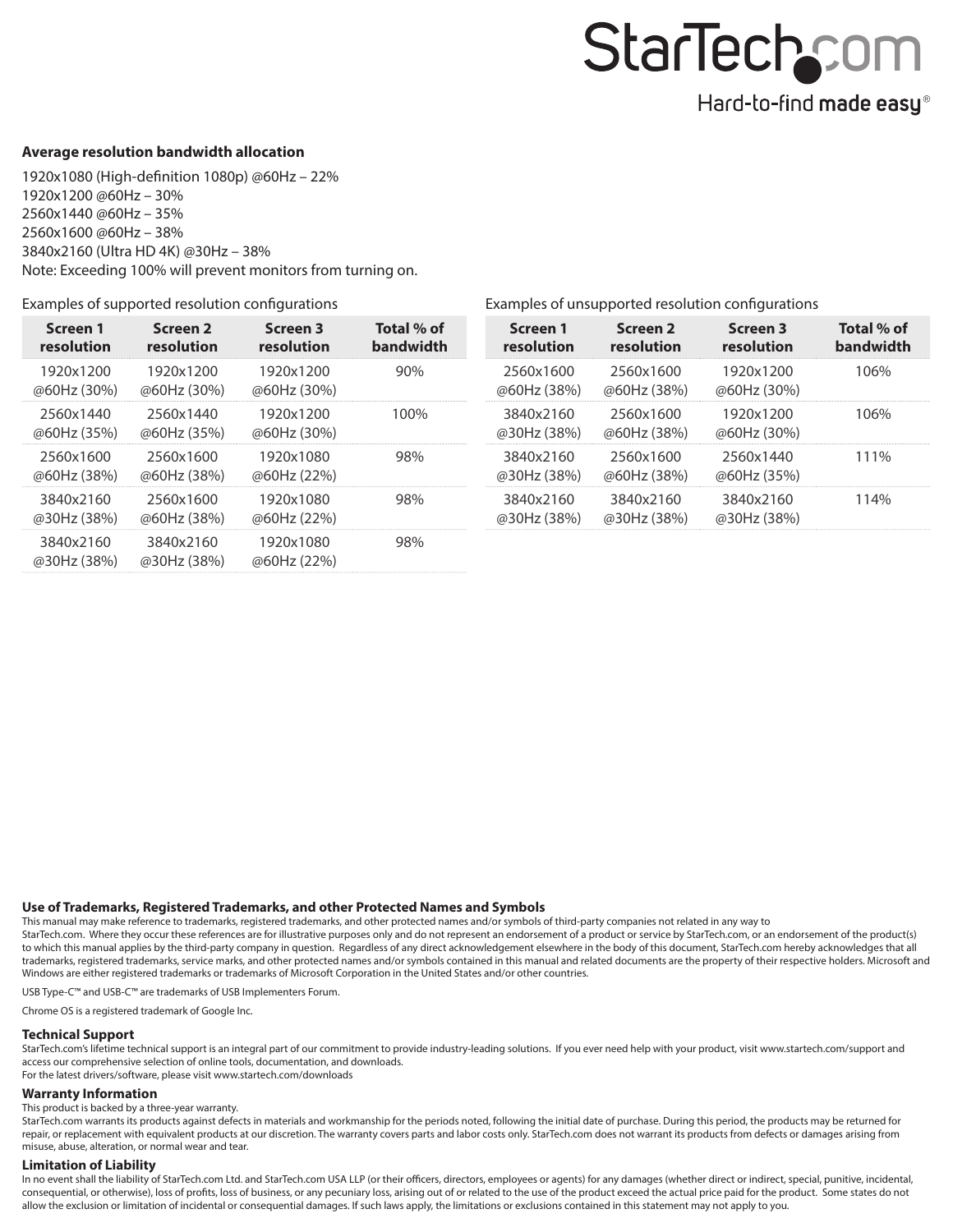## Average resolution bandwidth allocation

1920x1080 (High-definition 1080p) @60Hz – 22%
1920x1200 @60Hz – 30%
2560x1440 @60Hz – 35%
2560x1600 @60Hz – 38%
3840x2160 (Ultra HD 4K) @30Hz – 38%
Note: Exceeding 100% will prevent monitors from turning on.

Examples of supported resolution configurations

| Screen 1 resolution | Screen 2 resolution | Screen 3 resolution | Total % of bandwidth |
|---|---|---|---|
| 1920x1200 @60Hz (30%) | 1920x1200 @60Hz (30%) | 1920x1200 @60Hz (30%) | 90% |
| 2560x1440 @60Hz (35%) | 2560x1440 @60Hz (35%) | 1920x1200 @60Hz (30%) | 100% |
| 2560x1600 @60Hz (38%) | 2560x1600 @60Hz (38%) | 1920x1080 @60Hz (22%) | 98% |
| 3840x2160 @30Hz (38%) | 2560x1600 @60Hz (38%) | 1920x1080 @60Hz (22%) | 98% |
| 3840x2160 @30Hz (38%) | 3840x2160 @30Hz (38%) | 1920x1080 @60Hz (22%) | 98% |

Examples of unsupported resolution configurations

| Screen 1 resolution | Screen 2 resolution | Screen 3 resolution | Total % of bandwidth |
|---|---|---|---|
| 2560x1600 @60Hz (38%) | 2560x1600 @60Hz (38%) | 1920x1200 @60Hz (30%) | 106% |
| 3840x2160 @30Hz (38%) | 2560x1600 @60Hz (38%) | 1920x1200 @60Hz (30%) | 106% |
| 3840x2160 @30Hz (38%) | 2560x1600 @60Hz (38%) | 2560x1440 @60Hz (35%) | 111% |
| 3840x2160 @30Hz (38%) | 3840x2160 @30Hz (38%) | 3840x2160 @30Hz (38%) | 114% |

### Use of Trademarks, Registered Trademarks, and other Protected Names and Symbols

This manual may make reference to trademarks, registered trademarks, and other protected names and/or symbols of third-party companies not related in any way to StarTech.com. Where they occur these references are for illustrative purposes only and do not represent an endorsement of a product or service by StarTech.com, or an endorsement of the product(s) to which this manual applies by the third-party company in question. Regardless of any direct acknowledgement elsewhere in the body of this document, StarTech.com hereby acknowledges that all trademarks, registered trademarks, service marks, and other protected names and/or symbols contained in this manual and related documents are the property of their respective holders. Microsoft and Windows are either registered trademarks or trademarks of Microsoft Corporation in the United States and/or other countries.

USB Type-C™ and USB-C™ are trademarks of USB Implementers Forum.

Chrome OS is a registered trademark of Google Inc.

### Technical Support

StarTech.com's lifetime technical support is an integral part of our commitment to provide industry-leading solutions. If you ever need help with your product, visit www.startech.com/support and access our comprehensive selection of online tools, documentation, and downloads.
For the latest drivers/software, please visit www.startech.com/downloads

### Warranty Information

This product is backed by a three-year warranty.
StarTech.com warrants its products against defects in materials and workmanship for the periods noted, following the initial date of purchase. During this period, the products may be returned for repair, or replacement with equivalent products at our discretion. The warranty covers parts and labor costs only. StarTech.com does not warrant its products from defects or damages arising from misuse, abuse, alteration, or normal wear and tear.

### Limitation of Liability

In no event shall the liability of StarTech.com Ltd. and StarTech.com USA LLP (or their officers, directors, employees or agents) for any damages (whether direct or indirect, special, punitive, incidental, consequential, or otherwise), loss of profits, loss of business, or any pecuniary loss, arising out of or related to the use of the product exceed the actual price paid for the product. Some states do not allow the exclusion or limitation of incidental or consequential damages. If such laws apply, the limitations or exclusions contained in this statement may not apply to you.